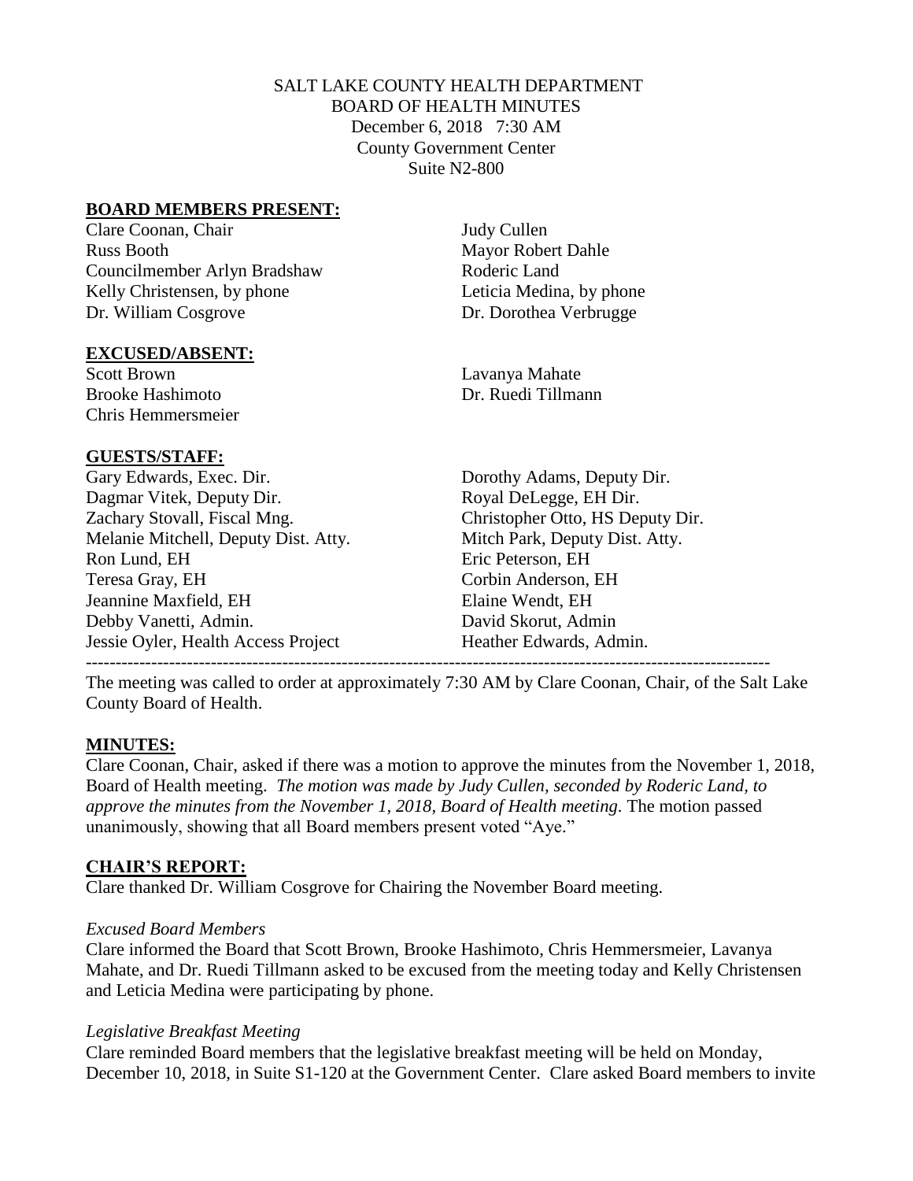SALT LAKE COUNTY HEALTH DEPARTMENT
BOARD OF HEALTH MINUTES
December 6, 2018 7:30 AM
County Government Center
Suite N2-800

**BOARD MEMBERS PRESENT:**

Clare Coonan, Chair
Russ Booth
Councilmember Arlyn Bradshaw
Kelly Christensen, by phone
Dr. William Cosgrove
Judy Cullen
Mayor Robert Dahle
Roderic Land
Leticia Medina, by phone
Dr. Dorothea Verbrugge

**EXCUSED/ABSENT:**

Scott Brown
Brooke Hashimoto
Chris Hemmersmeier
Lavanya Mahate
Dr. Ruedi Tillmann

**GUESTS/STAFF:**

Gary Edwards, Exec. Dir.
Dagmar Vitek, Deputy Dir.
Zachary Stovall, Fiscal Mng.
Melanie Mitchell, Deputy Dist. Atty.
Ron Lund, EH
Teresa Gray, EH
Jeannine Maxfield, EH
Debby Vanetti, Admin.
Jessie Oyler, Health Access Project
Dorothy Adams, Deputy Dir.
Royal DeLegge, EH Dir.
Christopher Otto, HS Deputy Dir.
Mitch Park, Deputy Dist. Atty.
Eric Peterson, EH
Corbin Anderson, EH
Elaine Wendt, EH
David Skorut, Admin
Heather Edwards, Admin.

---

The meeting was called to order at approximately 7:30 AM by Clare Coonan, Chair, of the Salt Lake County Board of Health.

**MINUTES:**

Clare Coonan, Chair, asked if there was a motion to approve the minutes from the November 1, 2018, Board of Health meeting. *The motion was made by Judy Cullen, seconded by Roderic Land, to approve the minutes from the November 1, 2018, Board of Health meeting.* The motion passed unanimously, showing that all Board members present voted "Aye."

**CHAIR'S REPORT:**

Clare thanked Dr. William Cosgrove for Chairing the November Board meeting.

*Excused Board Members*

Clare informed the Board that Scott Brown, Brooke Hashimoto, Chris Hemmersmeier, Lavanya Mahate, and Dr. Ruedi Tillmann asked to be excused from the meeting today and Kelly Christensen and Leticia Medina were participating by phone.

*Legislative Breakfast Meeting*

Clare reminded Board members that the legislative breakfast meeting will be held on Monday, December 10, 2018, in Suite S1-120 at the Government Center. Clare asked Board members to invite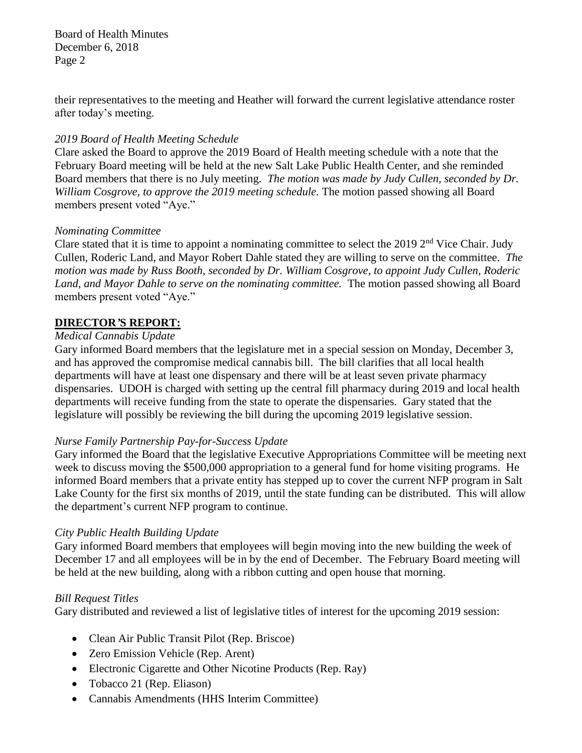their representatives to the meeting and Heather will forward the current legislative attendance roster after today's meeting.

*2019 Board of Health Meeting Schedule*

Clare asked the Board to approve the 2019 Board of Health meeting schedule with a note that the February Board meeting will be held at the new Salt Lake Public Health Center, and she reminded Board members that there is no July meeting. *The motion was made by Judy Cullen, seconded by Dr. William Cosgrove, to approve the 2019 meeting schedule.* The motion passed showing all Board members present voted "Aye."

*Nominating Committee*

Clare stated that it is time to appoint a nominating committee to select the 2019 2nd Vice Chair. Judy Cullen, Roderic Land, and Mayor Robert Dahle stated they are willing to serve on the committee. *The motion was made by Russ Booth, seconded by Dr. William Cosgrove, to appoint Judy Cullen, Roderic Land, and Mayor Dahle to serve on the nominating committee.* The motion passed showing all Board members present voted "Aye."

## DIRECTOR'S REPORT:

*Medical Cannabis Update*

Gary informed Board members that the legislature met in a special session on Monday, December 3, and has approved the compromise medical cannabis bill. The bill clarifies that all local health departments will have at least one dispensary and there will be at least seven private pharmacy dispensaries. UDOH is charged with setting up the central fill pharmacy during 2019 and local health departments will receive funding from the state to operate the dispensaries. Gary stated that the legislature will possibly be reviewing the bill during the upcoming 2019 legislative session.

*Nurse Family Partnership Pay-for-Success Update*

Gary informed the Board that the legislative Executive Appropriations Committee will be meeting next week to discuss moving the $500,000 appropriation to a general fund for home visiting programs. He informed Board members that a private entity has stepped up to cover the current NFP program in Salt Lake County for the first six months of 2019, until the state funding can be distributed. This will allow the department's current NFP program to continue.

*City Public Health Building Update*

Gary informed Board members that employees will begin moving into the new building the week of December 17 and all employees will be in by the end of December. The February Board meeting will be held at the new building, along with a ribbon cutting and open house that morning.

*Bill Request Titles*

Gary distributed and reviewed a list of legislative titles of interest for the upcoming 2019 session:

- Clean Air Public Transit Pilot (Rep. Briscoe)
- Zero Emission Vehicle (Rep. Arent)
- Electronic Cigarette and Other Nicotine Products (Rep. Ray)
- Tobacco 21 (Rep. Eliason)
- Cannabis Amendments (HHS Interim Committee)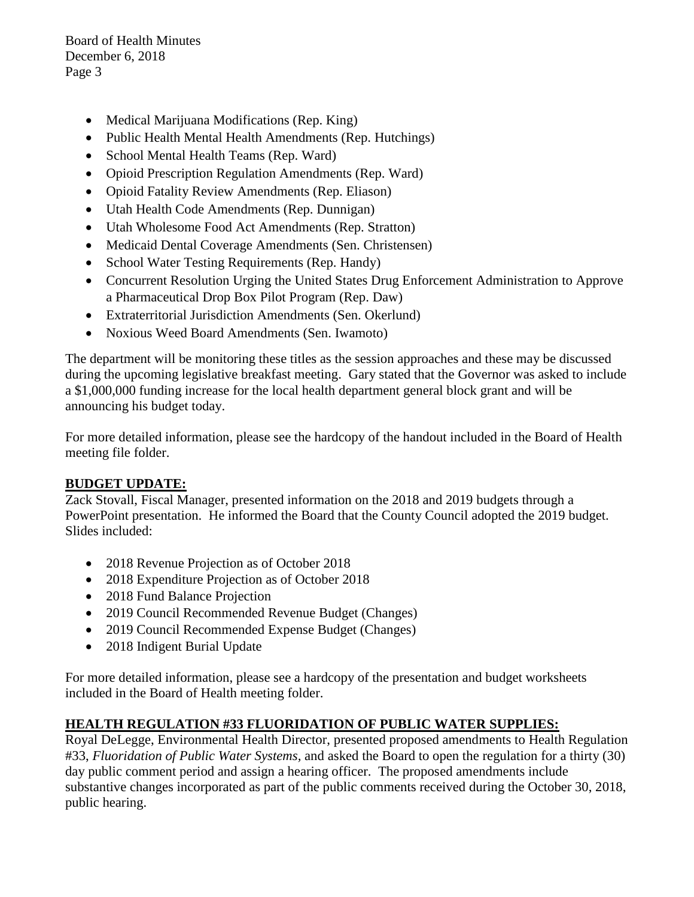- Medical Marijuana Modifications (Rep. King)
- Public Health Mental Health Amendments (Rep. Hutchings)
- School Mental Health Teams (Rep. Ward)
- Opioid Prescription Regulation Amendments (Rep. Ward)
- Opioid Fatality Review Amendments (Rep. Eliason)
- Utah Health Code Amendments (Rep. Dunnigan)
- Utah Wholesome Food Act Amendments (Rep. Stratton)
- Medicaid Dental Coverage Amendments (Sen. Christensen)
- School Water Testing Requirements (Rep. Handy)
- Concurrent Resolution Urging the United States Drug Enforcement Administration to Approve a Pharmaceutical Drop Box Pilot Program (Rep. Daw)
- Extraterritorial Jurisdiction Amendments (Sen. Okerlund)
- Noxious Weed Board Amendments (Sen. Iwamoto)

The department will be monitoring these titles as the session approaches and these may be discussed during the upcoming legislative breakfast meeting. Gary stated that the Governor was asked to include a $1,000,000 funding increase for the local health department general block grant and will be announcing his budget today.

For more detailed information, please see the hardcopy of the handout included in the Board of Health meeting file folder.

**BUDGET UPDATE:**

Zack Stovall, Fiscal Manager, presented information on the 2018 and 2019 budgets through a PowerPoint presentation. He informed the Board that the County Council adopted the 2019 budget. Slides included:

- 2018 Revenue Projection as of October 2018
- 2018 Expenditure Projection as of October 2018
- 2018 Fund Balance Projection
- 2019 Council Recommended Revenue Budget (Changes)
- 2019 Council Recommended Expense Budget (Changes)
- 2018 Indigent Burial Update

For more detailed information, please see a hardcopy of the presentation and budget worksheets included in the Board of Health meeting folder.

**HEALTH REGULATION #33 FLUORIDATION OF PUBLIC WATER SUPPLIES:**

Royal DeLegge, Environmental Health Director, presented proposed amendments to Health Regulation #33, *Fluoridation of Public Water Systems*, and asked the Board to open the regulation for a thirty (30) day public comment period and assign a hearing officer. The proposed amendments include substantive changes incorporated as part of the public comments received during the October 30, 2018, public hearing.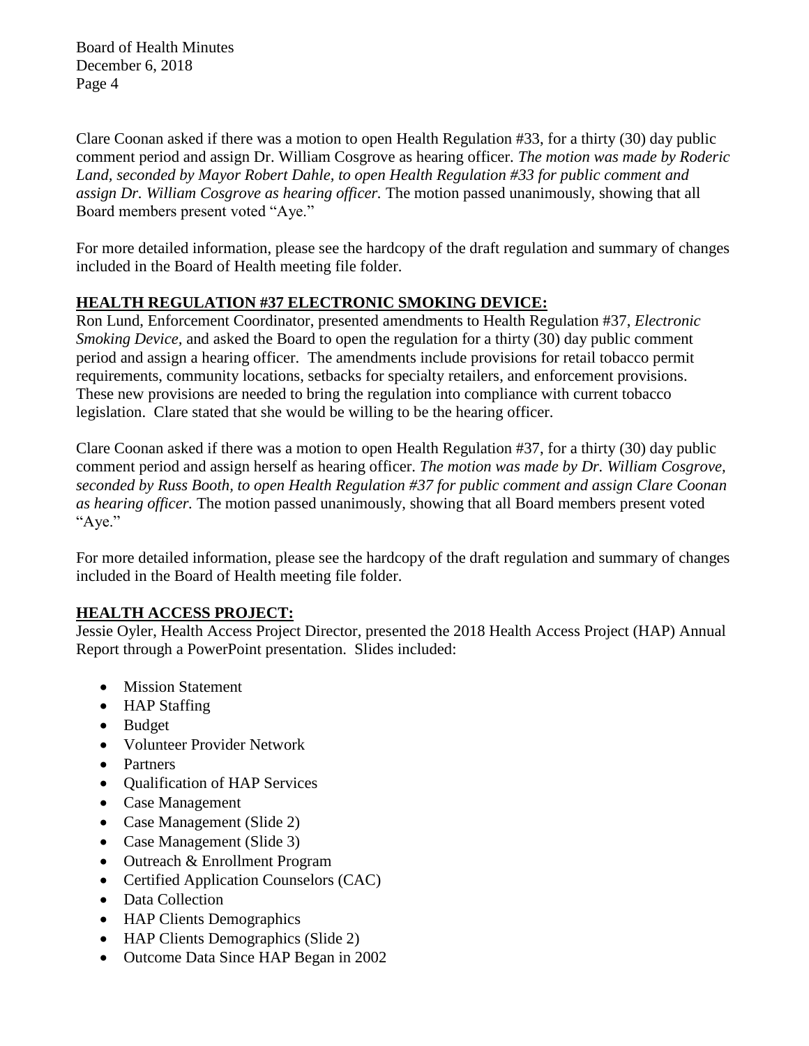Clare Coonan asked if there was a motion to open Health Regulation #33, for a thirty (30) day public comment period and assign Dr. William Cosgrove as hearing officer. *The motion was made by Roderic Land, seconded by Mayor Robert Dahle, to open Health Regulation #33 for public comment and assign Dr. William Cosgrove as hearing officer.* The motion passed unanimously, showing that all Board members present voted "Aye."

For more detailed information, please see the hardcopy of the draft regulation and summary of changes included in the Board of Health meeting file folder.

## HEALTH REGULATION #37 ELECTRONIC SMOKING DEVICE:

Ron Lund, Enforcement Coordinator, presented amendments to Health Regulation #37, *Electronic Smoking Device,* and asked the Board to open the regulation for a thirty (30) day public comment period and assign a hearing officer. The amendments include provisions for retail tobacco permit requirements, community locations, setbacks for specialty retailers, and enforcement provisions. These new provisions are needed to bring the regulation into compliance with current tobacco legislation. Clare stated that she would be willing to be the hearing officer.

Clare Coonan asked if there was a motion to open Health Regulation #37, for a thirty (30) day public comment period and assign herself as hearing officer. *The motion was made by Dr. William Cosgrove, seconded by Russ Booth, to open Health Regulation #37 for public comment and assign Clare Coonan as hearing officer.* The motion passed unanimously, showing that all Board members present voted "Aye."

For more detailed information, please see the hardcopy of the draft regulation and summary of changes included in the Board of Health meeting file folder.

## HEALTH ACCESS PROJECT:

Jessie Oyler, Health Access Project Director, presented the 2018 Health Access Project (HAP) Annual Report through a PowerPoint presentation. Slides included:

- Mission Statement
- HAP Staffing
- Budget
- Volunteer Provider Network
- Partners
- Qualification of HAP Services
- Case Management
- Case Management (Slide 2)
- Case Management (Slide 3)
- Outreach & Enrollment Program
- Certified Application Counselors (CAC)
- Data Collection
- HAP Clients Demographics
- HAP Clients Demographics (Slide 2)
- Outcome Data Since HAP Began in 2002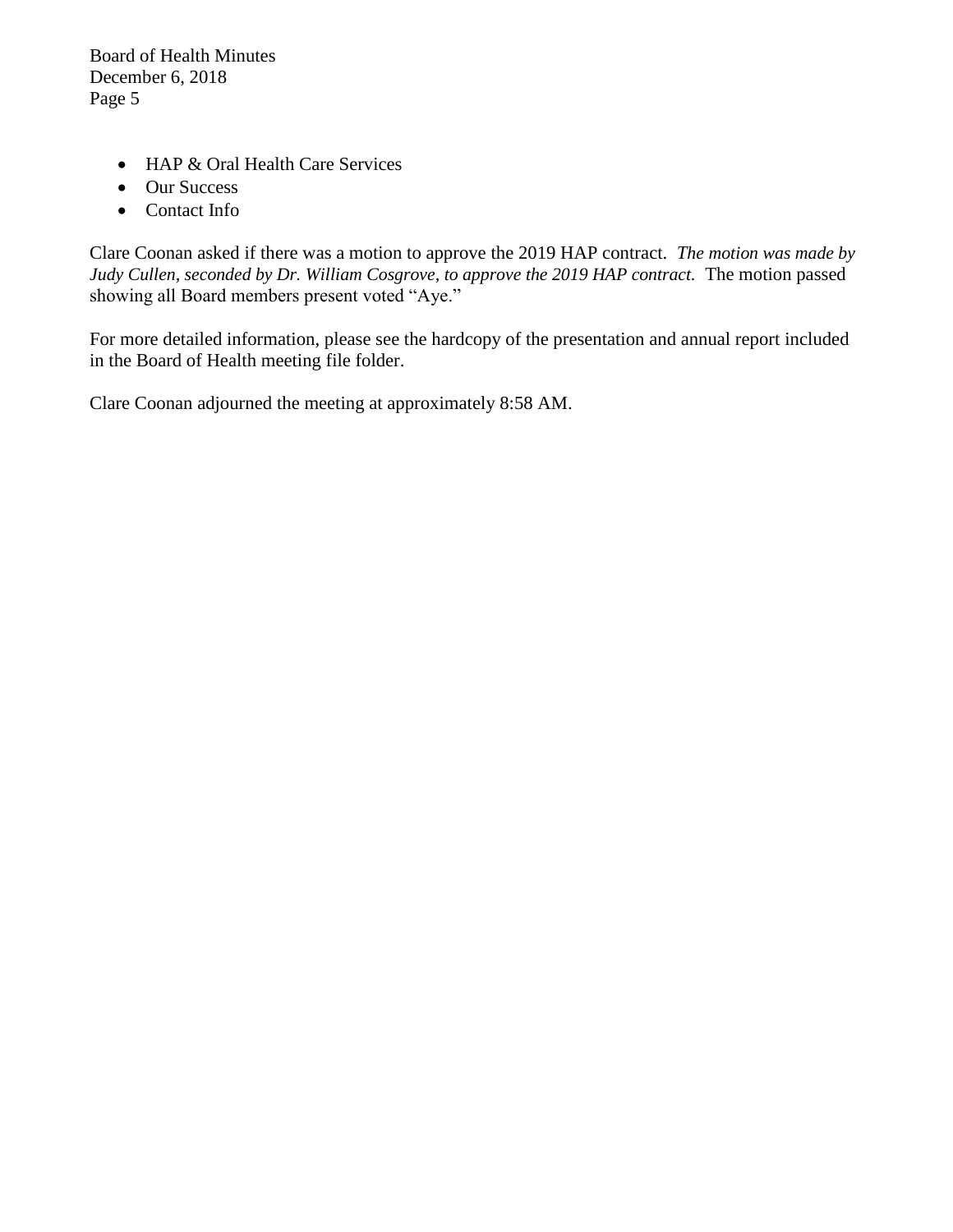- HAP & Oral Health Care Services
- Our Success
- Contact Info

Clare Coonan asked if there was a motion to approve the 2019 HAP contract. *The motion was made by Judy Cullen, seconded by Dr. William Cosgrove, to approve the 2019 HAP contract.* The motion passed showing all Board members present voted "Aye."

For more detailed information, please see the hardcopy of the presentation and annual report included in the Board of Health meeting file folder.

Clare Coonan adjourned the meeting at approximately 8:58 AM.